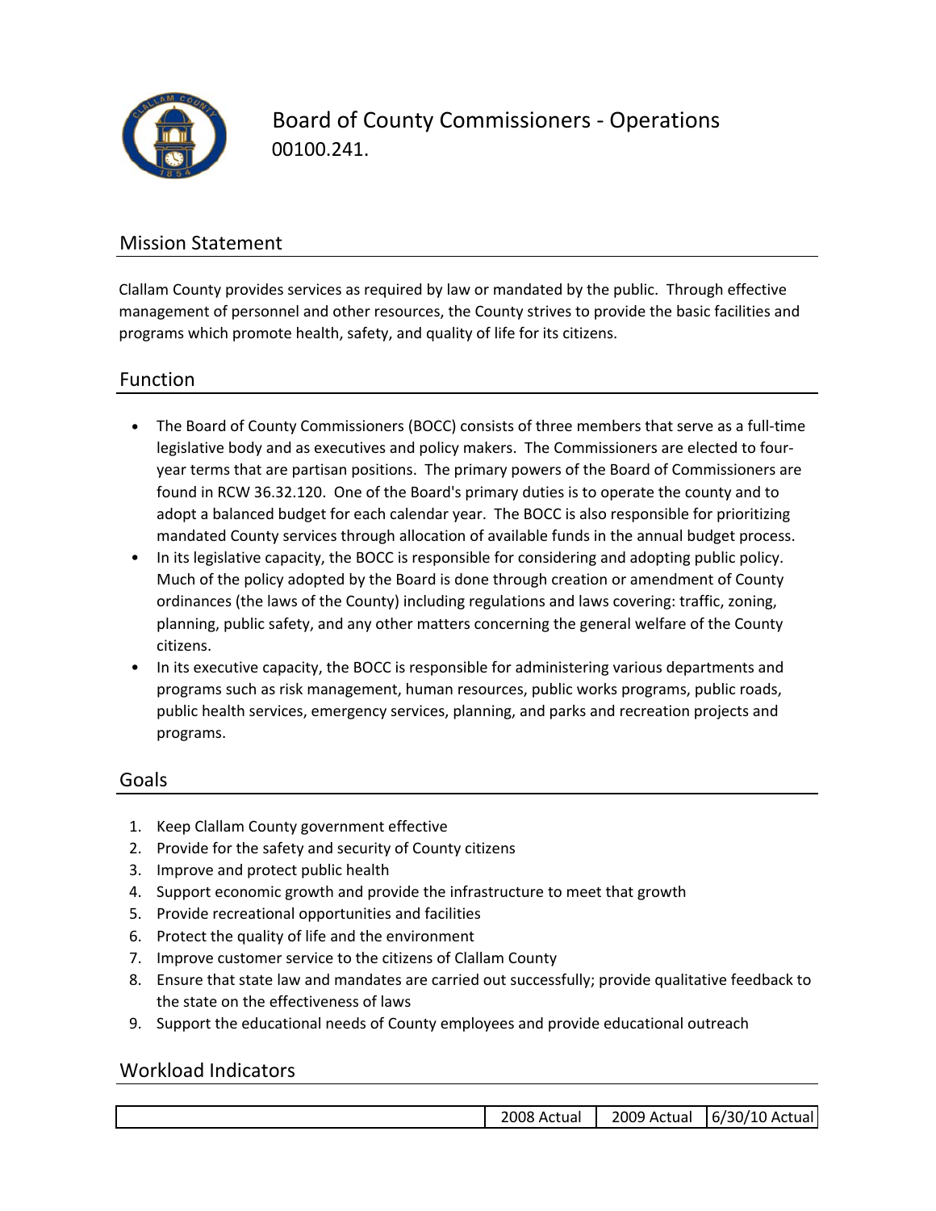# Board of County Commissioners - Operations

00100.241.

## Mission Statement

Clallam County provides services as required by law or mandated by the public. Through effective management of personnel and other resources, the County strives to provide the basic facilities and programs which promote health, safety, and quality of life for its citizens.

## Function

- The Board of County Commissioners (BOCC) consists of three members that serve as a full-time legislative body and as executives and policy makers. The Commissioners are elected to four-year terms that are partisan positions. The primary powers of the Board of Commissioners are found in RCW 36.32.120. One of the Board's primary duties is to operate the county and to adopt a balanced budget for each calendar year. The BOCC is also responsible for prioritizing mandated County services through allocation of available funds in the annual budget process.
- In its legislative capacity, the BOCC is responsible for considering and adopting public policy. Much of the policy adopted by the Board is done through creation or amendment of County ordinances (the laws of the County) including regulations and laws covering: traffic, zoning, planning, public safety, and any other matters concerning the general welfare of the County citizens.
- In its executive capacity, the BOCC is responsible for administering various departments and programs such as risk management, human resources, public works programs, public roads, public health services, emergency services, planning, and parks and recreation projects and programs.

## Goals

1. Keep Clallam County government effective
2. Provide for the safety and security of County citizens
3. Improve and protect public health
4. Support economic growth and provide the infrastructure to meet that growth
5. Provide recreational opportunities and facilities
6. Protect the quality of life and the environment
7. Improve customer service to the citizens of Clallam County
8. Ensure that state law and mandates are carried out successfully; provide qualitative feedback to the state on the effectiveness of laws
9. Support the educational needs of County employees and provide educational outreach

## Workload Indicators

| | 2008 Actual | 2009 Actual | 6/30/10 Actual |
|---|---|---|---|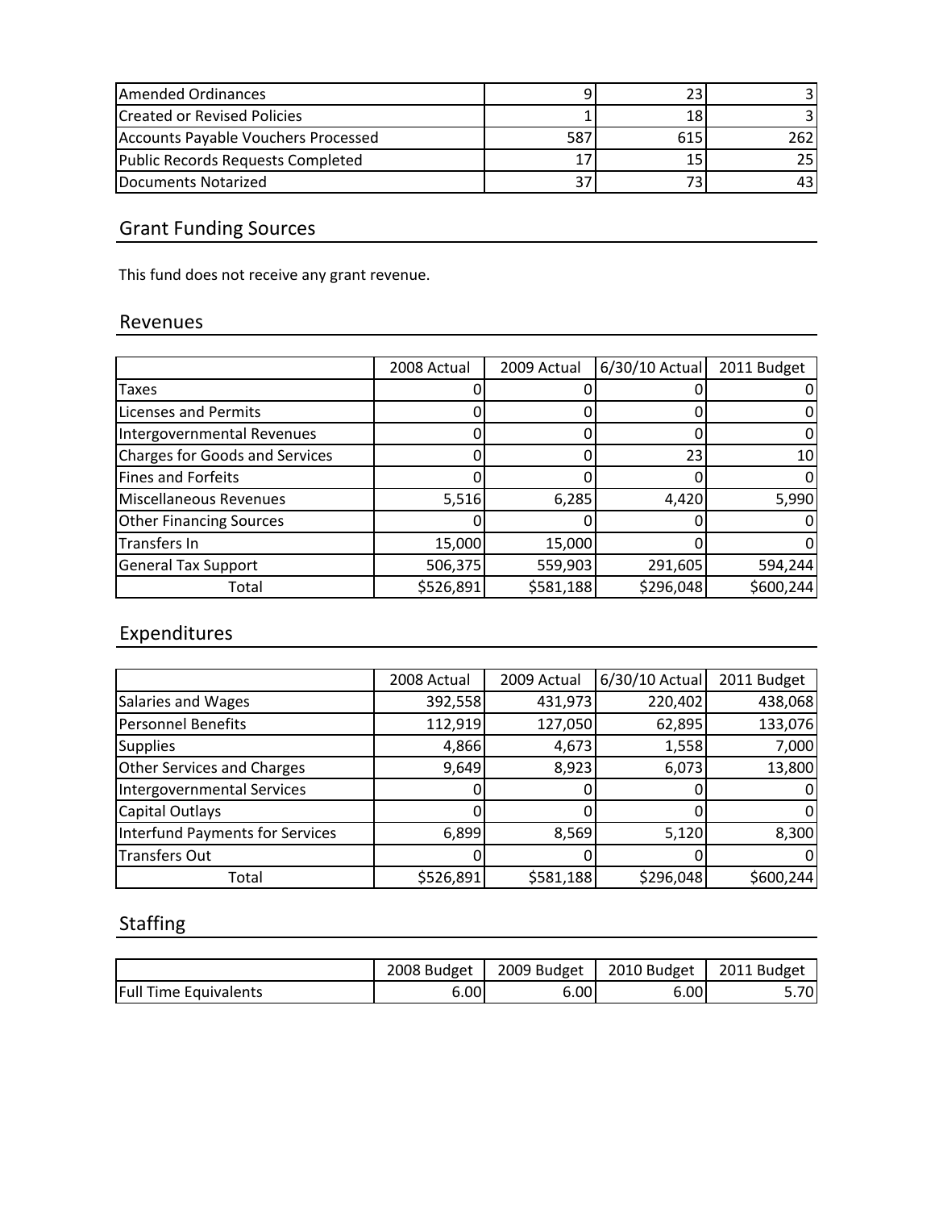| | | | |
|---|---|---|---|
| Amended Ordinances | 9 | 23 | 3 |
| Created or Revised Policies | 1 | 18 | 3 |
| Accounts Payable Vouchers Processed | 587 | 615 | 262 |
| Public Records Requests Completed | 17 | 15 | 25 |
| Documents Notarized | 37 | 73 | 43 |

## Grant Funding Sources

This fund does not receive any grant revenue.

## Revenues

| | 2008 Actual | 2009 Actual | 6/30/10 Actual | 2011 Budget |
|---|---|---|---|---|
| Taxes | 0 | 0 | 0 | 0 |
| Licenses and Permits | 0 | 0 | 0 | 0 |
| Intergovernmental Revenues | 0 | 0 | 0 | 0 |
| Charges for Goods and Services | 0 | 0 | 23 | 10 |
| Fines and Forfeits | 0 | 0 | 0 | 0 |
| Miscellaneous Revenues | 5,516 | 6,285 | 4,420 | 5,990 |
| Other Financing Sources | 0 | 0 | 0 | 0 |
| Transfers In | 15,000 | 15,000 | 0 | 0 |
| General Tax Support | 506,375 | 559,903 | 291,605 | 594,244 |
| Total | $526,891 | $581,188 | $296,048 | $600,244 |

## Expenditures

| | 2008 Actual | 2009 Actual | 6/30/10 Actual | 2011 Budget |
|---|---|---|---|---|
| Salaries and Wages | 392,558 | 431,973 | 220,402 | 438,068 |
| Personnel Benefits | 112,919 | 127,050 | 62,895 | 133,076 |
| Supplies | 4,866 | 4,673 | 1,558 | 7,000 |
| Other Services and Charges | 9,649 | 8,923 | 6,073 | 13,800 |
| Intergovernmental Services | 0 | 0 | 0 | 0 |
| Capital Outlays | 0 | 0 | 0 | 0 |
| Interfund Payments for Services | 6,899 | 8,569 | 5,120 | 8,300 |
| Transfers Out | 0 | 0 | 0 | 0 |
| Total | $526,891 | $581,188 | $296,048 | $600,244 |

## Staffing

| | 2008 Budget | 2009 Budget | 2010 Budget | 2011 Budget |
|---|---|---|---|---|
| Full Time Equivalents | 6.00 | 6.00 | 6.00 | 5.70 |